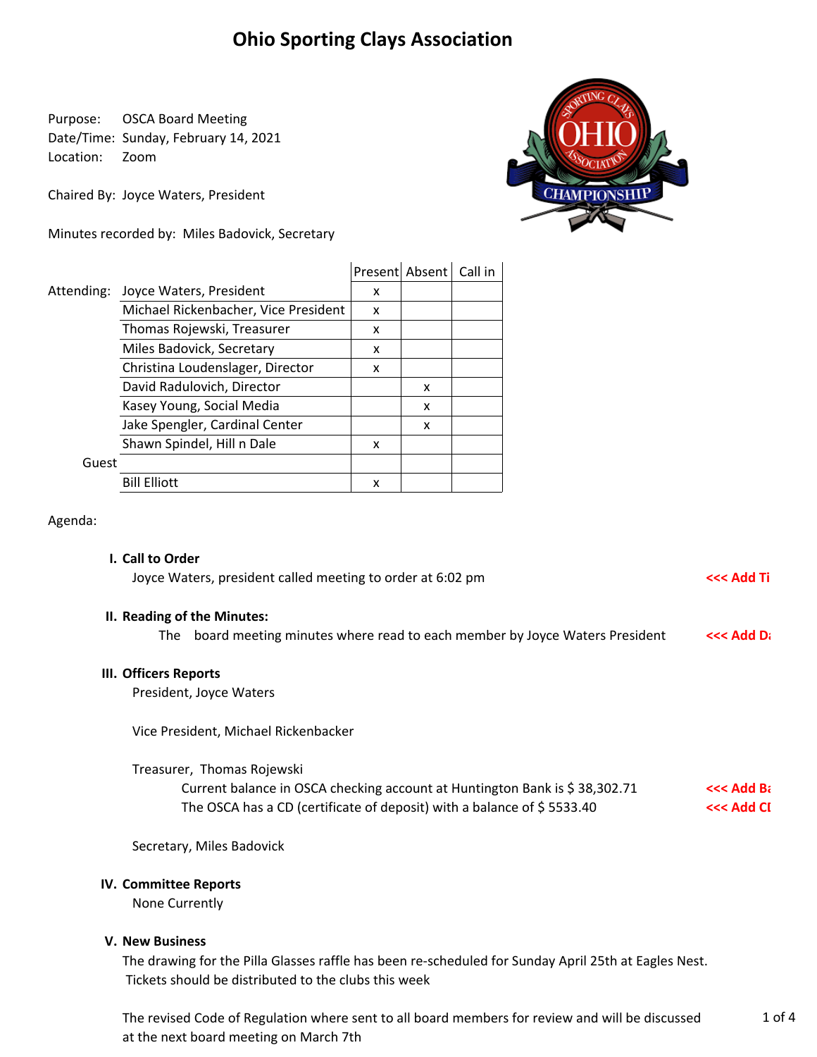# Ohio Sporting Clays Association

Purpose: OSCA Board Meeting
Date/Time: Sunday, February 14, 2021
Location: Zoom

Chaired By: Joyce Waters, President

Minutes recorded by: Miles Badovick, Secretary

| | | Present | Absent | Call in |
|---|---|---|---|---|
| Attending: | Joyce Waters, President | x | | |
| | Michael Rickenbacher, Vice President | x | | |
| | Thomas Rojewski, Treasurer | x | | |
| | Miles Badovick, Secretary | x | | |
| | Christina Loudenslager, Director | x | | |
| | David Radulovich, Director | | x | |
| | Kasey Young, Social Media | | x | |
| | Jake Spengler, Cardinal Center | | x | |
| | Shawn Spindel, Hill n Dale | x | | |
| Guest | | | | |
| | Bill Elliott | x | | |

Agenda:

**I. Call to Order**

Joyce Waters, president called meeting to order at 6:02 pm **<<< Add Ti**

**II. Reading of the Minutes:**

The board meeting minutes where read to each member by Joyce Waters President **<<< Add Da**

**III. Officers Reports**

President, Joyce Waters

Vice President, Michael Rickenbacker

Treasurer, Thomas Rojewski

Current balance in OSCA checking account at Huntington Bank is $ 38,302.71 **<<< Add Ba**

The OSCA has a CD (certificate of deposit) with a balance of $ 5533.40 **<<< Add CI**

Secretary, Miles Badovick

**IV. Committee Reports**

None Currently

**V. New Business**

The drawing for the Pilla Glasses raffle has been re-scheduled for Sunday April 25th at Eagles Nest. Tickets should be distributed to the clubs this week

The revised Code of Regulation where sent to all board members for review and will be discussed at the next board meeting on March 7th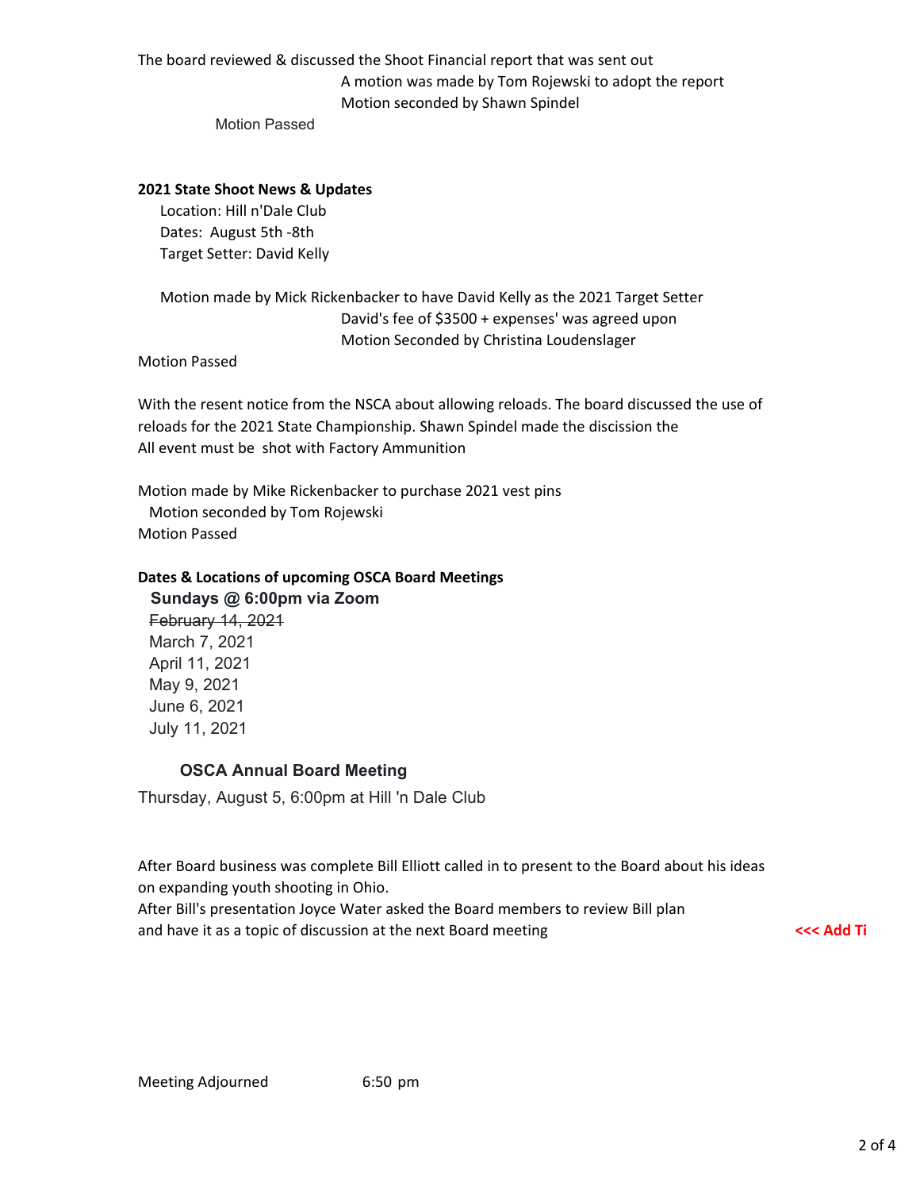The board reviewed & discussed the Shoot Financial report that was sent out

A motion was made by Tom Rojewski to adopt the report

Motion seconded by Shawn Spindel

Motion Passed

**2021 State Shoot News & Updates**

Location: Hill n'Dale Club

Dates: August 5th -8th

Target Setter: David Kelly

Motion made by Mick Rickenbacker to have David Kelly as the 2021 Target Setter

David's fee of $3500 + expenses' was agreed upon

Motion Seconded by Christina Loudenslager

Motion Passed

With the resent notice from the NSCA about allowing reloads. The board discussed the use of reloads for the 2021 State Championship. Shawn Spindel made the discission the All event must be shot with Factory Ammunition

Motion made by Mike Rickenbacker to purchase 2021 vest pins

Motion seconded by Tom Rojewski

Motion Passed

**Dates & Locations of upcoming OSCA Board Meetings**

**Sundays @ 6:00pm via Zoom**

~~February 14, 2021~~

March 7, 2021

April 11, 2021

May 9, 2021

June 6, 2021

July 11, 2021

**OSCA Annual Board Meeting**

Thursday, August 5, 6:00pm at Hill 'n Dale Club

After Board business was complete Bill Elliott called in to present to the Board about his ideas on expanding youth shooting in Ohio.

After Bill's presentation Joyce Water asked the Board members to review Bill plan and have it as a topic of discussion at the next Board meeting **<<< Add Ti**

Meeting Adjourned 6:50 pm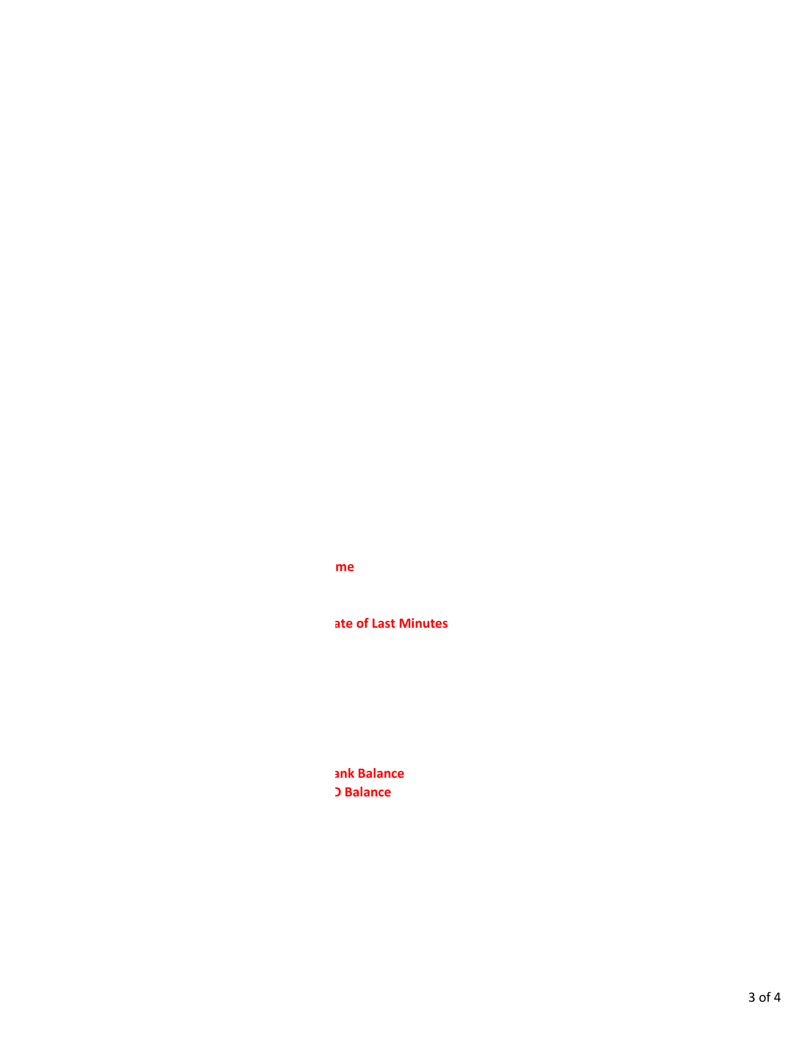**me**

**ate of Last Minutes**

**ank Balance**

**) Balance**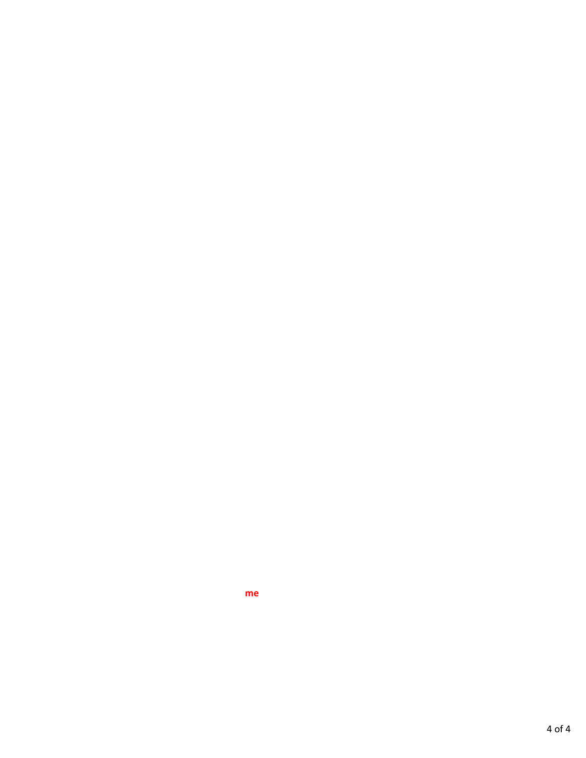**me**